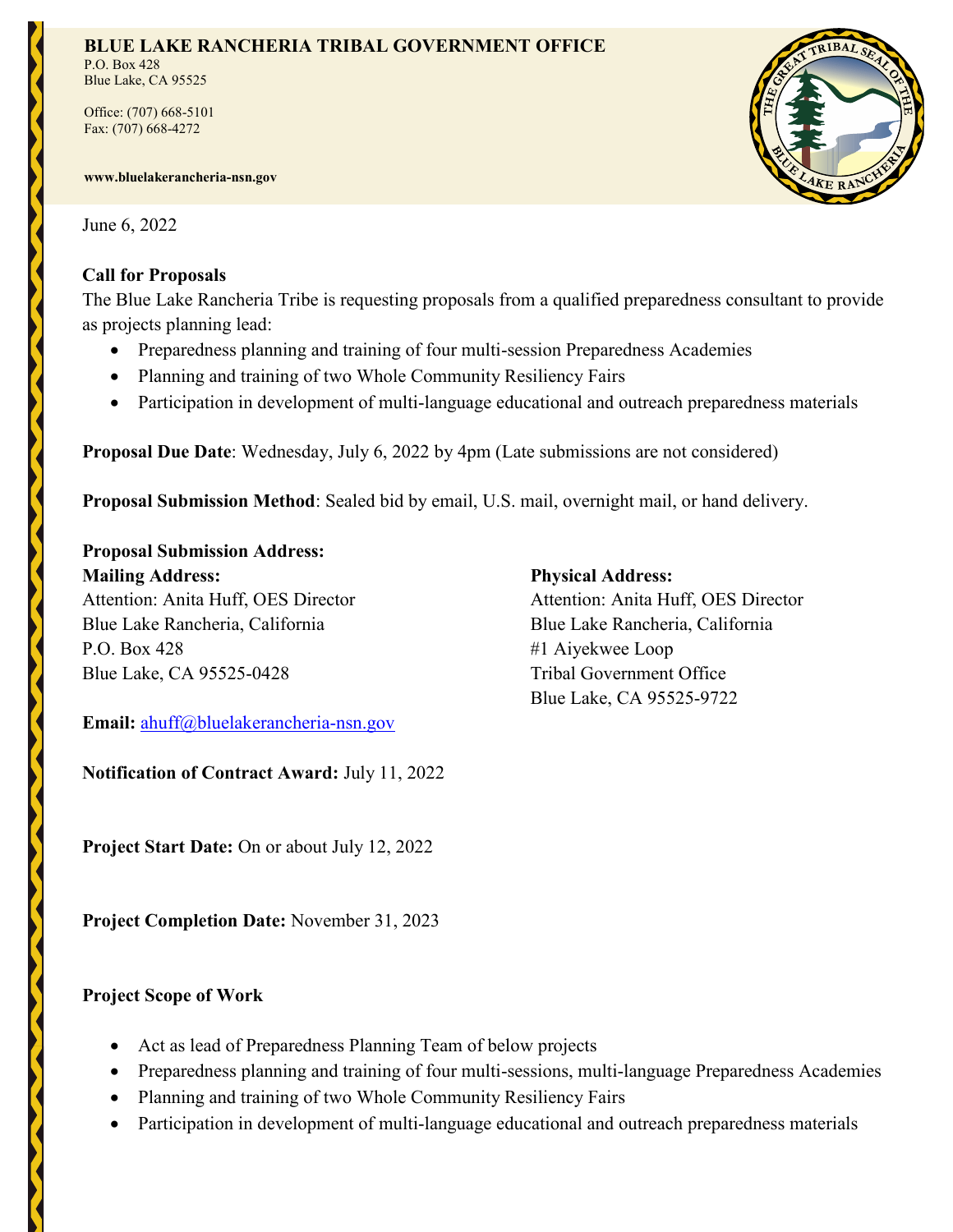**BLUE LAKE RANCHERIA TRIBAL GOVERNMENT OFFICE**
P.O. Box 428
Blue Lake, CA 95525

Office: (707) 668-5101
Fax: (707) 668-4272

**www.bluelakerancheria-nsn.gov**

June 6, 2022

**Call for Proposals**
The Blue Lake Rancheria Tribe is requesting proposals from a qualified preparedness consultant to provide as projects planning lead:

- Preparedness planning and training of four multi-session Preparedness Academies
- Planning and training of two Whole Community Resiliency Fairs
- Participation in development of multi-language educational and outreach preparedness materials

**Proposal Due Date**: Wednesday, July 6, 2022 by 4pm (Late submissions are not considered)

**Proposal Submission Method**: Sealed bid by email, U.S. mail, overnight mail, or hand delivery.

**Proposal Submission Address:**

**Mailing Address:**
Attention: Anita Huff, OES Director
Blue Lake Rancheria, California
P.O. Box 428
Blue Lake, CA 95525-0428

**Physical Address:**
Attention: Anita Huff, OES Director
Blue Lake Rancheria, California
#1 Aiyekwee Loop
Tribal Government Office
Blue Lake, CA 95525-9722

**Email:** ahuff@bluelakerancheria-nsn.gov

**Notification of Contract Award:** July 11, 2022

**Project Start Date:** On or about July 12, 2022

**Project Completion Date:** November 31, 2023

**Project Scope of Work**

- Act as lead of Preparedness Planning Team of below projects
- Preparedness planning and training of four multi-sessions, multi-language Preparedness Academies
- Planning and training of two Whole Community Resiliency Fairs
- Participation in development of multi-language educational and outreach preparedness materials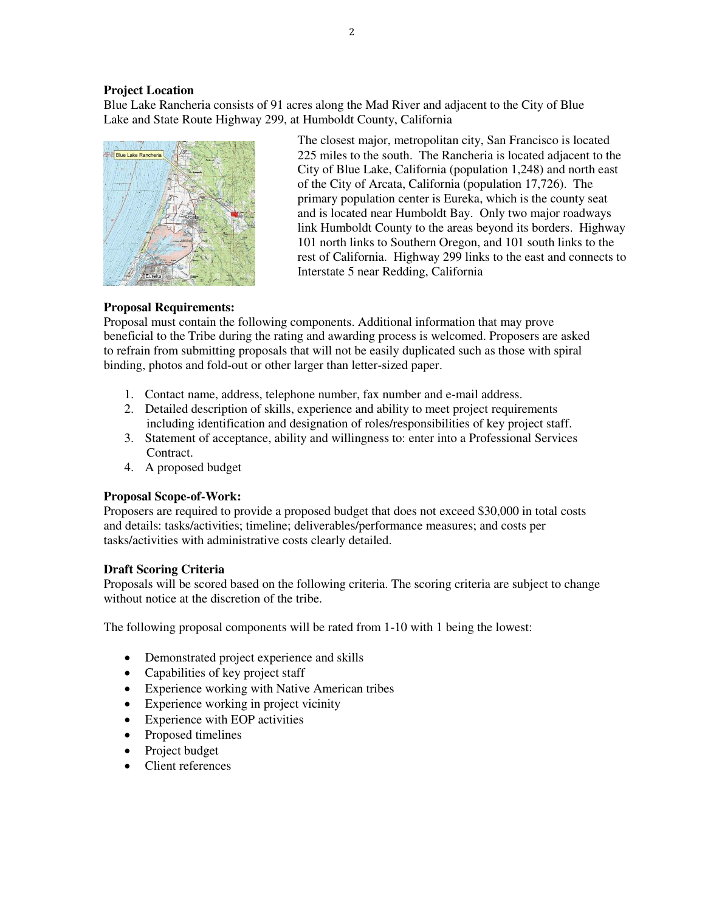**Project Location**

Blue Lake Rancheria consists of 91 acres along the Mad River and adjacent to the City of Blue Lake and State Route Highway 299, at Humboldt County, California

The closest major, metropolitan city, San Francisco is located 225 miles to the south. The Rancheria is located adjacent to the City of Blue Lake, California (population 1,248) and north east of the City of Arcata, California (population 17,726). The primary population center is Eureka, which is the county seat and is located near Humboldt Bay. Only two major roadways link Humboldt County to the areas beyond its borders. Highway 101 north links to Southern Oregon, and 101 south links to the rest of California. Highway 299 links to the east and connects to Interstate 5 near Redding, California

**Proposal Requirements:**

Proposal must contain the following components. Additional information that may prove beneficial to the Tribe during the rating and awarding process is welcomed. Proposers are asked to refrain from submitting proposals that will not be easily duplicated such as those with spiral binding, photos and fold-out or other larger than letter-sized paper.

1. Contact name, address, telephone number, fax number and e-mail address.
2. Detailed description of skills, experience and ability to meet project requirements including identification and designation of roles/responsibilities of key project staff.
3. Statement of acceptance, ability and willingness to: enter into a Professional Services Contract.
4. A proposed budget

**Proposal Scope-of-Work:**

Proposers are required to provide a proposed budget that does not exceed $30,000 in total costs and details: tasks/activities; timeline; deliverables/performance measures; and costs per tasks/activities with administrative costs clearly detailed.

**Draft Scoring Criteria**

Proposals will be scored based on the following criteria. The scoring criteria are subject to change without notice at the discretion of the tribe.

The following proposal components will be rated from 1-10 with 1 being the lowest:

- Demonstrated project experience and skills
- Capabilities of key project staff
- Experience working with Native American tribes
- Experience working in project vicinity
- Experience with EOP activities
- Proposed timelines
- Project budget
- Client references